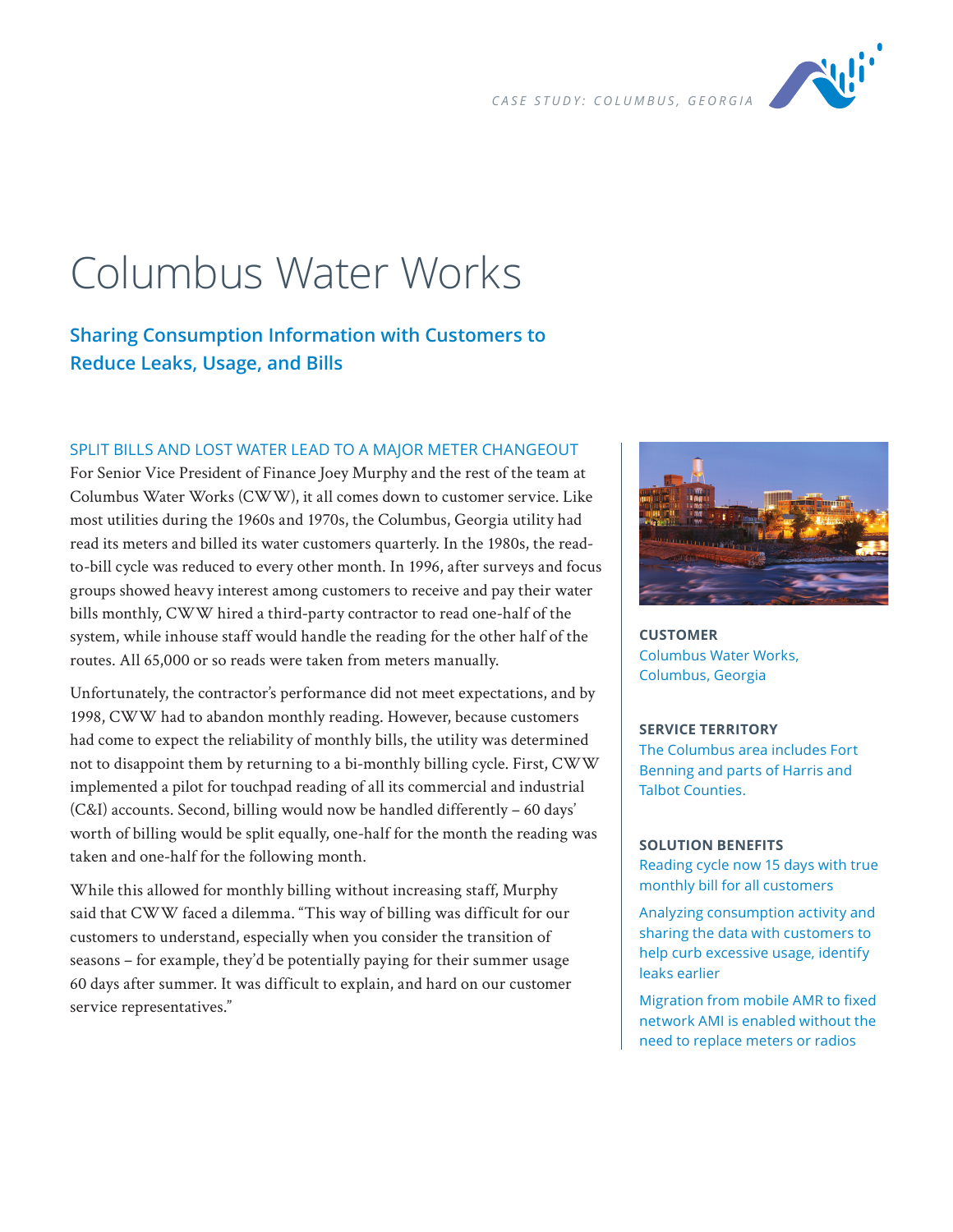*CASE STUDY: COLUMBUS, GEORGIA*

# Columbus Water Works

## Sharing Consumption Information with Customers to Reduce Leaks, Usage, and Bills

### SPLIT BILLS AND LOST WATER LEAD TO A MAJOR METER CHANGEOUT

For Senior Vice President of Finance Joey Murphy and the rest of the team at Columbus Water Works (CWW), it all comes down to customer service. Like most utilities during the 1960s and 1970s, the Columbus, Georgia utility had read its meters and billed its water customers quarterly. In the 1980s, the read-to-bill cycle was reduced to every other month. In 1996, after surveys and focus groups showed heavy interest among customers to receive and pay their water bills monthly, CWW hired a third-party contractor to read one-half of the system, while inhouse staff would handle the reading for the other half of the routes. All 65,000 or so reads were taken from meters manually.

Unfortunately, the contractor's performance did not meet expectations, and by 1998, CWW had to abandon monthly reading. However, because customers had come to expect the reliability of monthly bills, the utility was determined not to disappoint them by returning to a bi-monthly billing cycle. First, CWW implemented a pilot for touchpad reading of all its commercial and industrial (C&I) accounts. Second, billing would now be handled differently – 60 days' worth of billing would be split equally, one-half for the month the reading was taken and one-half for the following month.

While this allowed for monthly billing without increasing staff, Murphy said that CWW faced a dilemma. "This way of billing was difficult for our customers to understand, especially when you consider the transition of seasons – for example, they'd be potentially paying for their summer usage 60 days after summer. It was difficult to explain, and hard on our customer service representatives."

**CUSTOMER**

Columbus Water Works, Columbus, Georgia

**SERVICE TERRITORY**

The Columbus area includes Fort Benning and parts of Harris and Talbot Counties.

**SOLUTION BENEFITS**

Reading cycle now 15 days with true monthly bill for all customers

Analyzing consumption activity and sharing the data with customers to help curb excessive usage, identify leaks earlier

Migration from mobile AMR to fixed network AMI is enabled without the need to replace meters or radios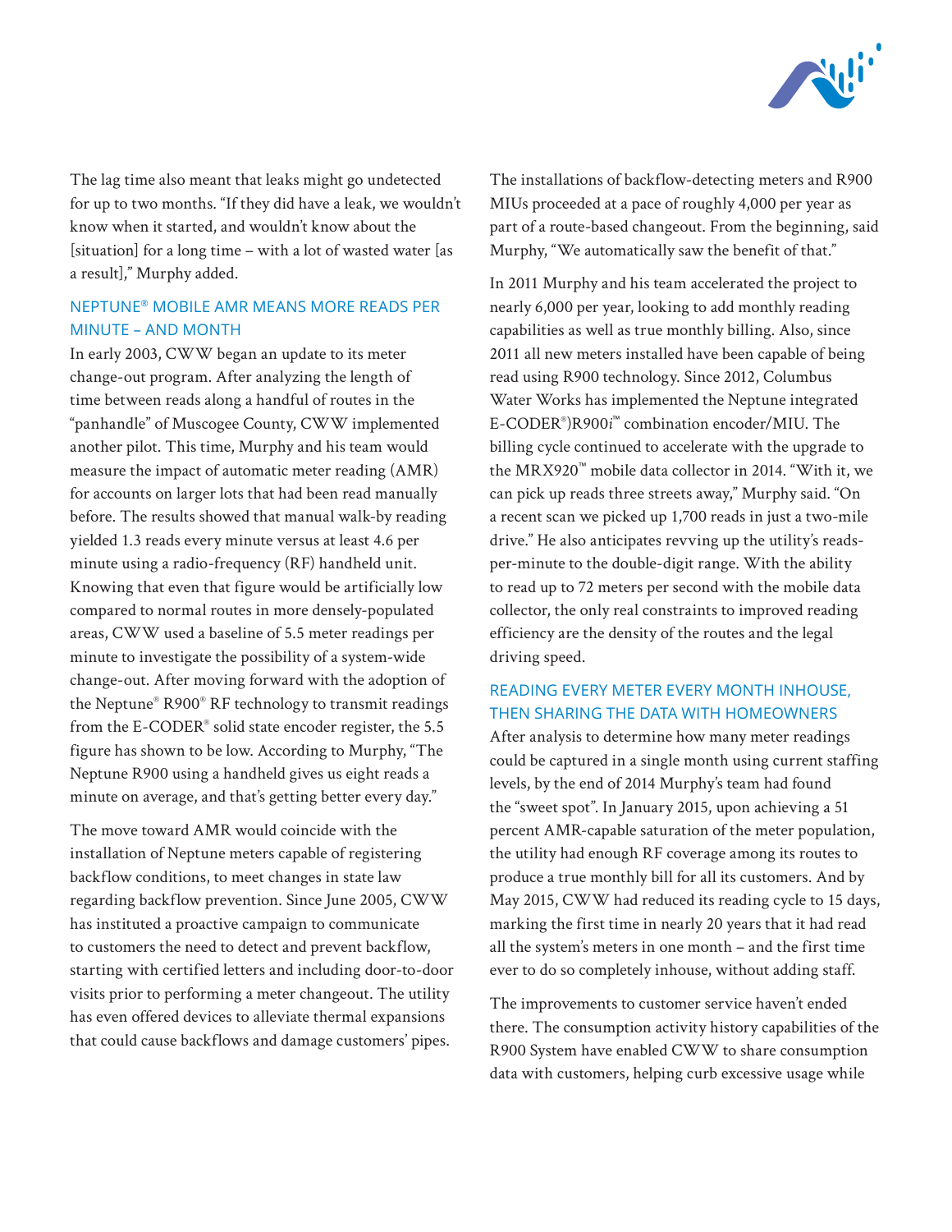The lag time also meant that leaks might go undetected for up to two months. "If they did have a leak, we wouldn't know when it started, and wouldn't know about the [situation] for a long time – with a lot of wasted water [as a result]," Murphy added.

## NEPTUNE® MOBILE AMR MEANS MORE READS PER MINUTE – AND MONTH

In early 2003, CWW began an update to its meter change-out program. After analyzing the length of time between reads along a handful of routes in the "panhandle" of Muscogee County, CWW implemented another pilot. This time, Murphy and his team would measure the impact of automatic meter reading (AMR) for accounts on larger lots that had been read manually before. The results showed that manual walk-by reading yielded 1.3 reads every minute versus at least 4.6 per minute using a radio-frequency (RF) handheld unit. Knowing that even that figure would be artificially low compared to normal routes in more densely-populated areas, CWW used a baseline of 5.5 meter readings per minute to investigate the possibility of a system-wide change-out. After moving forward with the adoption of the Neptune® R900® RF technology to transmit readings from the E-CODER® solid state encoder register, the 5.5 figure has shown to be low. According to Murphy, "The Neptune R900 using a handheld gives us eight reads a minute on average, and that's getting better every day."

The move toward AMR would coincide with the installation of Neptune meters capable of registering backflow conditions, to meet changes in state law regarding backflow prevention. Since June 2005, CWW has instituted a proactive campaign to communicate to customers the need to detect and prevent backflow, starting with certified letters and including door-to-door visits prior to performing a meter changeout. The utility has even offered devices to alleviate thermal expansions that could cause backflows and damage customers' pipes.

The installations of backflow-detecting meters and R900 MIUs proceeded at a pace of roughly 4,000 per year as part of a route-based changeout. From the beginning, said Murphy, "We automatically saw the benefit of that."

In 2011 Murphy and his team accelerated the project to nearly 6,000 per year, looking to add monthly reading capabilities as well as true monthly billing. Also, since 2011 all new meters installed have been capable of being read using R900 technology. Since 2012, Columbus Water Works has implemented the Neptune integrated E-CODER®)R900*i*™ combination encoder/MIU. The billing cycle continued to accelerate with the upgrade to the MRX920™ mobile data collector in 2014. "With it, we can pick up reads three streets away," Murphy said. "On a recent scan we picked up 1,700 reads in just a two-mile drive." He also anticipates revving up the utility's reads-per-minute to the double-digit range. With the ability to read up to 72 meters per second with the mobile data collector, the only real constraints to improved reading efficiency are the density of the routes and the legal driving speed.

## READING EVERY METER EVERY MONTH INHOUSE, THEN SHARING THE DATA WITH HOMEOWNERS

After analysis to determine how many meter readings could be captured in a single month using current staffing levels, by the end of 2014 Murphy's team had found the "sweet spot". In January 2015, upon achieving a 51 percent AMR-capable saturation of the meter population, the utility had enough RF coverage among its routes to produce a true monthly bill for all its customers. And by May 2015, CWW had reduced its reading cycle to 15 days, marking the first time in nearly 20 years that it had read all the system's meters in one month – and the first time ever to do so completely inhouse, without adding staff.

The improvements to customer service haven't ended there. The consumption activity history capabilities of the R900 System have enabled CWW to share consumption data with customers, helping curb excessive usage while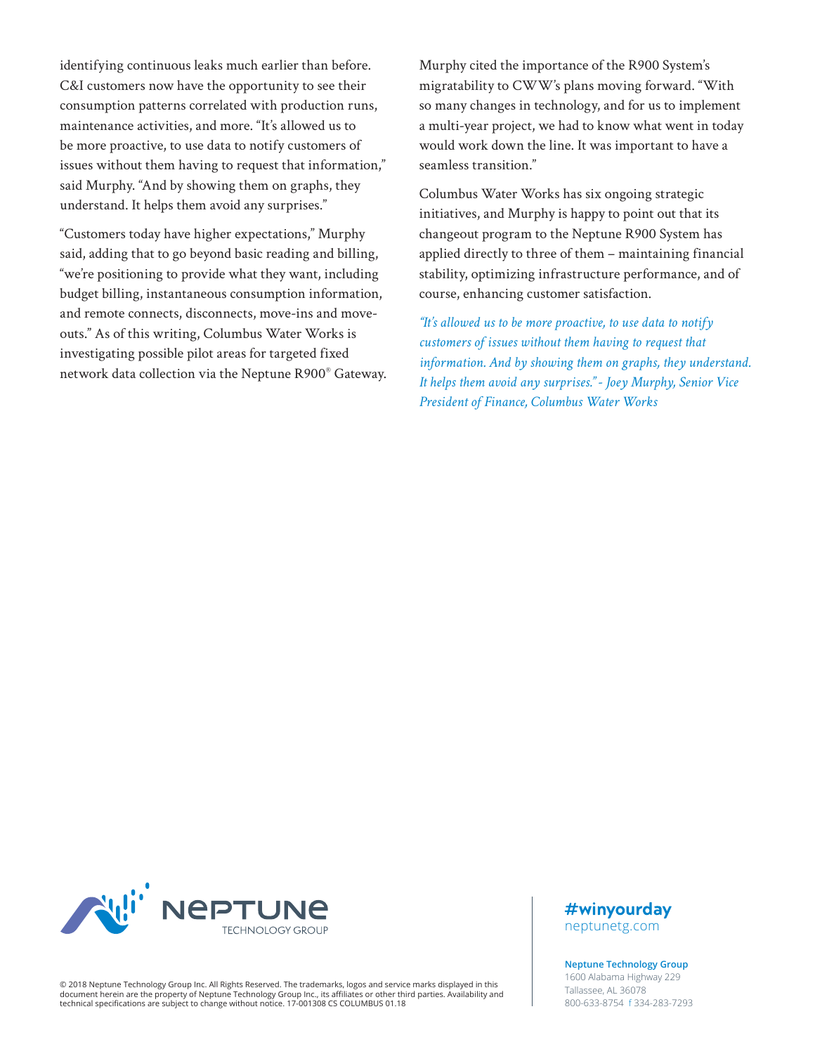identifying continuous leaks much earlier than before. C&I customers now have the opportunity to see their consumption patterns correlated with production runs, maintenance activities, and more. "It's allowed us to be more proactive, to use data to notify customers of issues without them having to request that information," said Murphy. "And by showing them on graphs, they understand. It helps them avoid any surprises."

"Customers today have higher expectations," Murphy said, adding that to go beyond basic reading and billing, "we're positioning to provide what they want, including budget billing, instantaneous consumption information, and remote connects, disconnects, move-ins and move-outs." As of this writing, Columbus Water Works is investigating possible pilot areas for targeted fixed network data collection via the Neptune R900® Gateway.

Murphy cited the importance of the R900 System's migratability to CWW's plans moving forward. "With so many changes in technology, and for us to implement a multi-year project, we had to know what went in today would work down the line. It was important to have a seamless transition."

Columbus Water Works has six ongoing strategic initiatives, and Murphy is happy to point out that its changeout program to the Neptune R900 System has applied directly to three of them – maintaining financial stability, optimizing infrastructure performance, and of course, enhancing customer satisfaction.

*"It's allowed us to be more proactive, to use data to notify customers of issues without them having to request that information. And by showing them on graphs, they understand. It helps them avoid any surprises." - Joey Murphy, Senior Vice President of Finance, Columbus Water Works*

NEPTUNE TECHNOLOGY GROUP

**#winyourday**
neptunetg.com

**Neptune Technology Group**
1600 Alabama Highway 229
Tallassee, AL 36078
800-633-8754 f 334-283-7293

© 2018 Neptune Technology Group Inc. All Rights Reserved. The trademarks, logos and service marks displayed in this document herein are the property of Neptune Technology Group Inc., its affiliates or other third parties. Availability and technical specifications are subject to change without notice. 17-001308 CS COLUMBUS 01.18